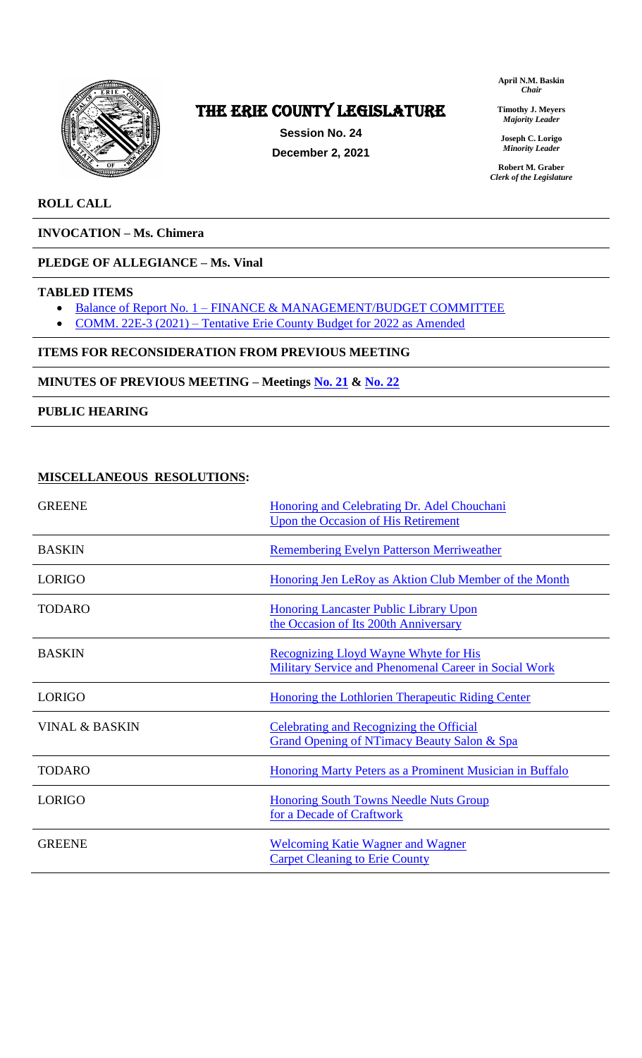# THE ERIE COUNTY LEGISLATURE

**Session No. 24**

**December 2, 2021**

**April N.M. Baskin**
*Chair*

**Timothy J. Meyers**
*Majority Leader*

**Joseph C. Lorigo**
*Minority Leader*

**Robert M. Graber**
*Clerk of the Legislature*

**ROLL CALL**

**INVOCATION – Ms. Chimera**

**PLEDGE OF ALLEGIANCE – Ms. Vinal**

**TABLED ITEMS**

- Balance of Report No. 1 – FINANCE & MANAGEMENT/BUDGET COMMITTEE
- COMM. 22E-3 (2021) – Tentative Erie County Budget for 2022 as Amended

**ITEMS FOR RECONSIDERATION FROM PREVIOUS MEETING**

**MINUTES OF PREVIOUS MEETING – Meetings No. 21 & No. 22**

**PUBLIC HEARING**

**MISCELLANEOUS RESOLUTIONS:**

| | |
|---|---|
| GREENE | Honoring and Celebrating Dr. Adel Chouchani Upon the Occasion of His Retirement |
| BASKIN | Remembering Evelyn Patterson Merriweather |
| LORIGO | Honoring Jen LeRoy as Aktion Club Member of the Month |
| TODARO | Honoring Lancaster Public Library Upon the Occasion of Its 200th Anniversary |
| BASKIN | Recognizing Lloyd Wayne Whyte for His Military Service and Phenomenal Career in Social Work |
| LORIGO | Honoring the Lothlorien Therapeutic Riding Center |
| VINAL & BASKIN | Celebrating and Recognizing the Official Grand Opening of NTimacy Beauty Salon & Spa |
| TODARO | Honoring Marty Peters as a Prominent Musician in Buffalo |
| LORIGO | Honoring South Towns Needle Nuts Group for a Decade of Craftwork |
| GREENE | Welcoming Katie Wagner and Wagner Carpet Cleaning to Erie County |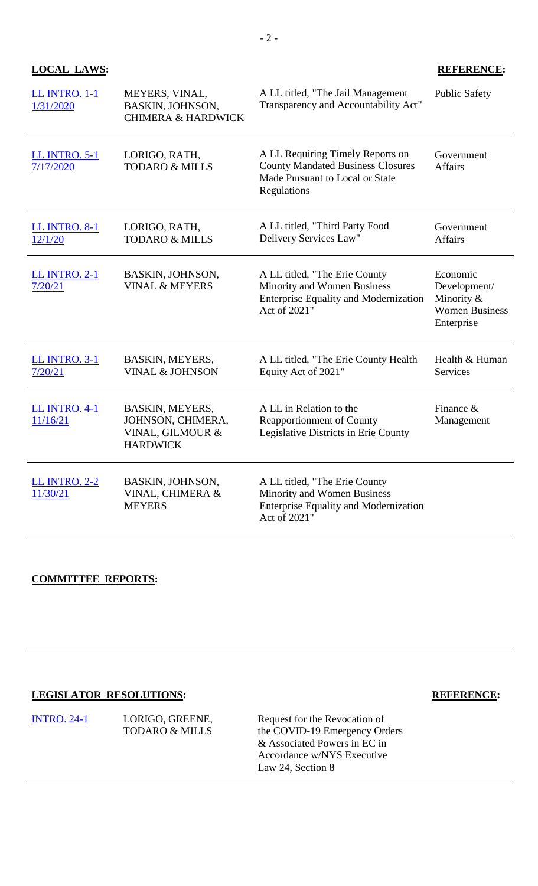**LOCAL LAWS:** **REFERENCE:**

| | | | |
|---|---|---|---|
| LL INTRO. 1-1 1/31/2020 | MEYERS, VINAL, BASKIN, JOHNSON, CHIMERA & HARDWICK | A LL titled, "The Jail Management Transparency and Accountability Act" | Public Safety |
| LL INTRO. 5-1 7/17/2020 | LORIGO, RATH, TODARO & MILLS | A LL Requiring Timely Reports on County Mandated Business Closures Made Pursuant to Local or State Regulations | Government Affairs |
| LL INTRO. 8-1 12/1/20 | LORIGO, RATH, TODARO & MILLS | A LL titled, "Third Party Food Delivery Services Law" | Government Affairs |
| LL INTRO. 2-1 7/20/21 | BASKIN, JOHNSON, VINAL & MEYERS | A LL titled, "The Erie County Minority and Women Business Enterprise Equality and Modernization Act of 2021" | Economic Development/ Minority & Women Business Enterprise |
| LL INTRO. 3-1 7/20/21 | BASKIN, MEYERS, VINAL & JOHNSON | A LL titled, "The Erie County Health Equity Act of 2021" | Health & Human Services |
| LL INTRO. 4-1 11/16/21 | BASKIN, MEYERS, JOHNSON, CHIMERA, VINAL, GILMOUR & HARDWICK | A LL in Relation to the Reapportionment of County Legislative Districts in Erie County | Finance & Management |
| LL INTRO. 2-2 11/30/21 | BASKIN, JOHNSON, VINAL, CHIMERA & MEYERS | A LL titled, "The Erie County Minority and Women Business Enterprise Equality and Modernization Act of 2021" | |

**COMMITTEE REPORTS:**

**LEGISLATOR RESOLUTIONS:** **REFERENCE:**

| | | | |
|---|---|---|---|
| INTRO. 24-1 | LORIGO, GREENE, TODARO & MILLS | Request for the Revocation of the COVID-19 Emergency Orders & Associated Powers in EC in Accordance w/NYS Executive Law 24, Section 8 | |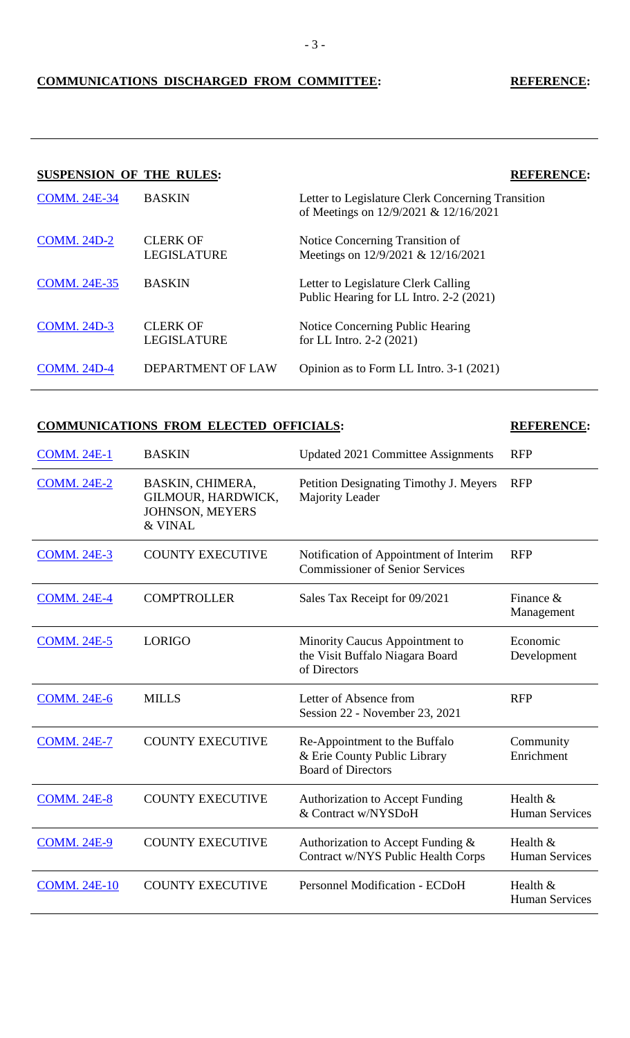## COMMUNICATIONS DISCHARGED FROM COMMITTEE: REFERENCE:

## SUSPENSION OF THE RULES: REFERENCE:

| | | | |
|---|---|---|---|
| COMM. 24E-34 | BASKIN | Letter to Legislature Clerk Concerning Transition of Meetings on 12/9/2021 & 12/16/2021 | |
| COMM. 24D-2 | CLERK OF LEGISLATURE | Notice Concerning Transition of Meetings on 12/9/2021 & 12/16/2021 | |
| COMM. 24E-35 | BASKIN | Letter to Legislature Clerk Calling Public Hearing for LL Intro. 2-2 (2021) | |
| COMM. 24D-3 | CLERK OF LEGISLATURE | Notice Concerning Public Hearing for LL Intro. 2-2 (2021) | |
| COMM. 24D-4 | DEPARTMENT OF LAW | Opinion as to Form LL Intro. 3-1 (2021) | |

## COMMUNICATIONS FROM ELECTED OFFICIALS: REFERENCE:

| | | | |
|---|---|---|---|
| COMM. 24E-1 | BASKIN | Updated 2021 Committee Assignments | RFP |
| COMM. 24E-2 | BASKIN, CHIMERA, GILMOUR, HARDWICK, JOHNSON, MEYERS & VINAL | Petition Designating Timothy J. Meyers Majority Leader | RFP |
| COMM. 24E-3 | COUNTY EXECUTIVE | Notification of Appointment of Interim Commissioner of Senior Services | RFP |
| COMM. 24E-4 | COMPTROLLER | Sales Tax Receipt for 09/2021 | Finance & Management |
| COMM. 24E-5 | LORIGO | Minority Caucus Appointment to the Visit Buffalo Niagara Board of Directors | Economic Development |
| COMM. 24E-6 | MILLS | Letter of Absence from Session 22 - November 23, 2021 | RFP |
| COMM. 24E-7 | COUNTY EXECUTIVE | Re-Appointment to the Buffalo & Erie County Public Library Board of Directors | Community Enrichment |
| COMM. 24E-8 | COUNTY EXECUTIVE | Authorization to Accept Funding & Contract w/NYSDoH | Health & Human Services |
| COMM. 24E-9 | COUNTY EXECUTIVE | Authorization to Accept Funding & Contract w/NYS Public Health Corps | Health & Human Services |
| COMM. 24E-10 | COUNTY EXECUTIVE | Personnel Modification - ECDoH | Health & Human Services |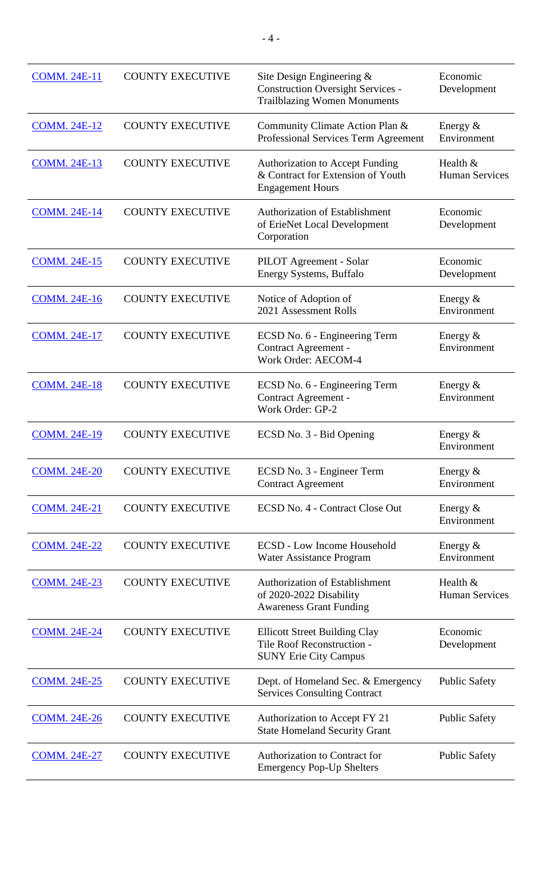| | | | |
|---|---|---|---|
| COMM. 24E-11 | COUNTY EXECUTIVE | Site Design Engineering & Construction Oversight Services - Trailblazing Women Monuments | Economic Development |
| COMM. 24E-12 | COUNTY EXECUTIVE | Community Climate Action Plan & Professional Services Term Agreement | Energy & Environment |
| COMM. 24E-13 | COUNTY EXECUTIVE | Authorization to Accept Funding & Contract for Extension of Youth Engagement Hours | Health & Human Services |
| COMM. 24E-14 | COUNTY EXECUTIVE | Authorization of Establishment of ErieNet Local Development Corporation | Economic Development |
| COMM. 24E-15 | COUNTY EXECUTIVE | PILOT Agreement - Solar Energy Systems, Buffalo | Economic Development |
| COMM. 24E-16 | COUNTY EXECUTIVE | Notice of Adoption of 2021 Assessment Rolls | Energy & Environment |
| COMM. 24E-17 | COUNTY EXECUTIVE | ECSD No. 6 - Engineering Term Contract Agreement - Work Order: AECOM-4 | Energy & Environment |
| COMM. 24E-18 | COUNTY EXECUTIVE | ECSD No. 6 - Engineering Term Contract Agreement - Work Order: GP-2 | Energy & Environment |
| COMM. 24E-19 | COUNTY EXECUTIVE | ECSD No. 3 - Bid Opening | Energy & Environment |
| COMM. 24E-20 | COUNTY EXECUTIVE | ECSD No. 3 - Engineer Term Contract Agreement | Energy & Environment |
| COMM. 24E-21 | COUNTY EXECUTIVE | ECSD No. 4 - Contract Close Out | Energy & Environment |
| COMM. 24E-22 | COUNTY EXECUTIVE | ECSD - Low Income Household Water Assistance Program | Energy & Environment |
| COMM. 24E-23 | COUNTY EXECUTIVE | Authorization of Establishment of 2020-2022 Disability Awareness Grant Funding | Health & Human Services |
| COMM. 24E-24 | COUNTY EXECUTIVE | Ellicott Street Building Clay Tile Roof Reconstruction - SUNY Erie City Campus | Economic Development |
| COMM. 24E-25 | COUNTY EXECUTIVE | Dept. of Homeland Sec. & Emergency Services Consulting Contract | Public Safety |
| COMM. 24E-26 | COUNTY EXECUTIVE | Authorization to Accept FY 21 State Homeland Security Grant | Public Safety |
| COMM. 24E-27 | COUNTY EXECUTIVE | Authorization to Contract for Emergency Pop-Up Shelters | Public Safety |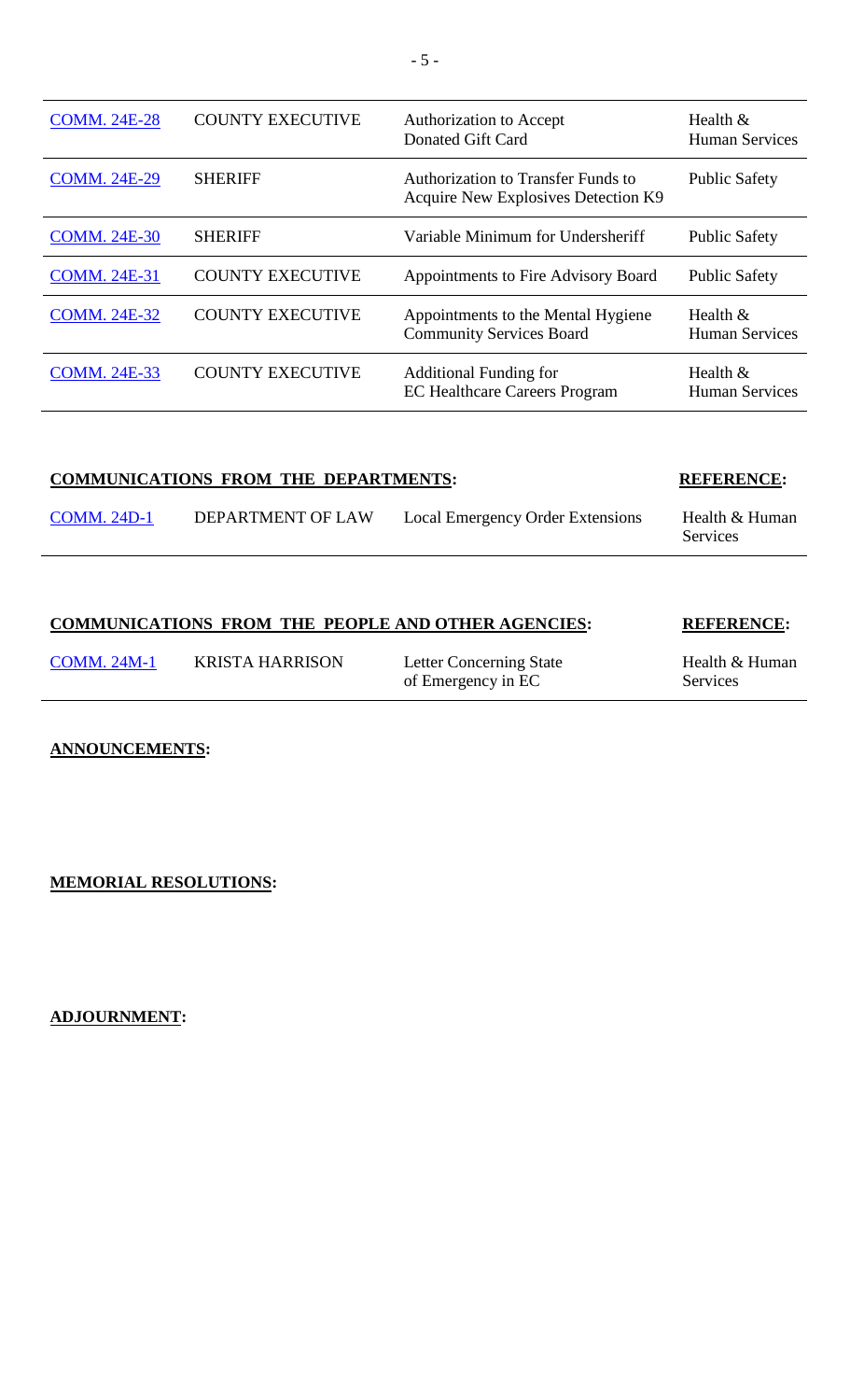| | | | |
|---|---|---|---|
| COMM. 24E-28 | COUNTY EXECUTIVE | Authorization to Accept Donated Gift Card | Health & Human Services |
| COMM. 24E-29 | SHERIFF | Authorization to Transfer Funds to Acquire New Explosives Detection K9 | Public Safety |
| COMM. 24E-30 | SHERIFF | Variable Minimum for Undersheriff | Public Safety |
| COMM. 24E-31 | COUNTY EXECUTIVE | Appointments to Fire Advisory Board | Public Safety |
| COMM. 24E-32 | COUNTY EXECUTIVE | Appointments to the Mental Hygiene Community Services Board | Health & Human Services |
| COMM. 24E-33 | COUNTY EXECUTIVE | Additional Funding for EC Healthcare Careers Program | Health & Human Services |

| **COMMUNICATIONS FROM THE DEPARTMENTS:** | | | **REFERENCE:** |
|---|---|---|---|
| COMM. 24D-1 | DEPARTMENT OF LAW | Local Emergency Order Extensions | Health & Human Services |

| **COMMUNICATIONS FROM THE PEOPLE AND OTHER AGENCIES:** | | | **REFERENCE:** |
|---|---|---|---|
| COMM. 24M-1 | KRISTA HARRISON | Letter Concerning State of Emergency in EC | Health & Human Services |

**ANNOUNCEMENTS:**

**MEMORIAL RESOLUTIONS:**

**ADJOURNMENT:**